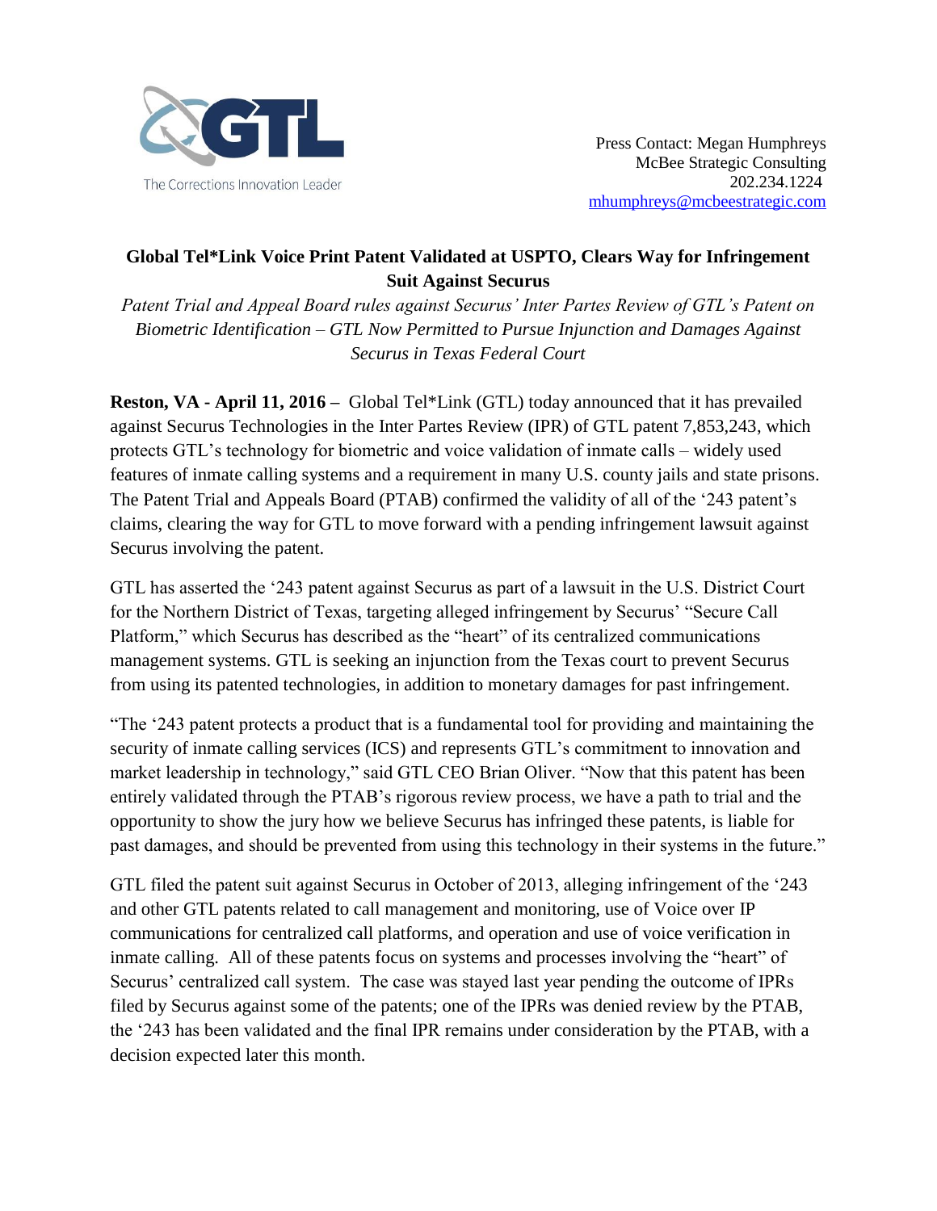GTL

The Corrections Innovation Leader

Press Contact: Megan Humphreys
McBee Strategic Consulting
202.234.1224
mhumphreys@mcbeestrategic.com

# Global Tel*Link Voice Print Patent Validated at USPTO, Clears Way for Infringement Suit Against Securus

*Patent Trial and Appeal Board rules against Securus' Inter Partes Review of GTL's Patent on Biometric Identification – GTL Now Permitted to Pursue Injunction and Damages Against Securus in Texas Federal Court*

**Reston, VA - April 11, 2016 –** Global Tel*Link (GTL) today announced that it has prevailed against Securus Technologies in the Inter Partes Review (IPR) of GTL patent 7,853,243, which protects GTL's technology for biometric and voice validation of inmate calls – widely used features of inmate calling systems and a requirement in many U.S. county jails and state prisons. The Patent Trial and Appeals Board (PTAB) confirmed the validity of all of the '243 patent's claims, clearing the way for GTL to move forward with a pending infringement lawsuit against Securus involving the patent.

GTL has asserted the '243 patent against Securus as part of a lawsuit in the U.S. District Court for the Northern District of Texas, targeting alleged infringement by Securus' "Secure Call Platform," which Securus has described as the "heart" of its centralized communications management systems. GTL is seeking an injunction from the Texas court to prevent Securus from using its patented technologies, in addition to monetary damages for past infringement.

"The '243 patent protects a product that is a fundamental tool for providing and maintaining the security of inmate calling services (ICS) and represents GTL's commitment to innovation and market leadership in technology," said GTL CEO Brian Oliver. "Now that this patent has been entirely validated through the PTAB's rigorous review process, we have a path to trial and the opportunity to show the jury how we believe Securus has infringed these patents, is liable for past damages, and should be prevented from using this technology in their systems in the future."

GTL filed the patent suit against Securus in October of 2013, alleging infringement of the '243 and other GTL patents related to call management and monitoring, use of Voice over IP communications for centralized call platforms, and operation and use of voice verification in inmate calling. All of these patents focus on systems and processes involving the "heart" of Securus' centralized call system. The case was stayed last year pending the outcome of IPRs filed by Securus against some of the patents; one of the IPRs was denied review by the PTAB, the '243 has been validated and the final IPR remains under consideration by the PTAB, with a decision expected later this month.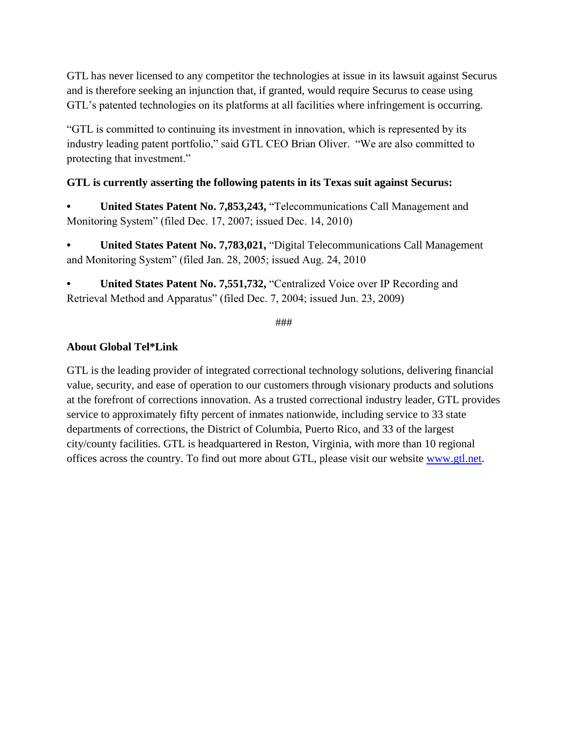GTL has never licensed to any competitor the technologies at issue in its lawsuit against Securus and is therefore seeking an injunction that, if granted, would require Securus to cease using GTL's patented technologies on its platforms at all facilities where infringement is occurring.

"GTL is committed to continuing its investment in innovation, which is represented by its industry leading patent portfolio," said GTL CEO Brian Oliver. "We are also committed to protecting that investment."

**GTL is currently asserting the following patents in its Texas suit against Securus:**

- **United States Patent No. 7,853,243,** "Telecommunications Call Management and Monitoring System" (filed Dec. 17, 2007; issued Dec. 14, 2010)
- **United States Patent No. 7,783,021,** "Digital Telecommunications Call Management and Monitoring System" (filed Jan. 28, 2005; issued Aug. 24, 2010
- **United States Patent No. 7,551,732,** "Centralized Voice over IP Recording and Retrieval Method and Apparatus" (filed Dec. 7, 2004; issued Jun. 23, 2009)

###

**About Global Tel*Link**

GTL is the leading provider of integrated correctional technology solutions, delivering financial value, security, and ease of operation to our customers through visionary products and solutions at the forefront of corrections innovation. As a trusted correctional industry leader, GTL provides service to approximately fifty percent of inmates nationwide, including service to 33 state departments of corrections, the District of Columbia, Puerto Rico, and 33 of the largest city/county facilities. GTL is headquartered in Reston, Virginia, with more than 10 regional offices across the country. To find out more about GTL, please visit our website [www.gtl.net](http://www.gtl.net).